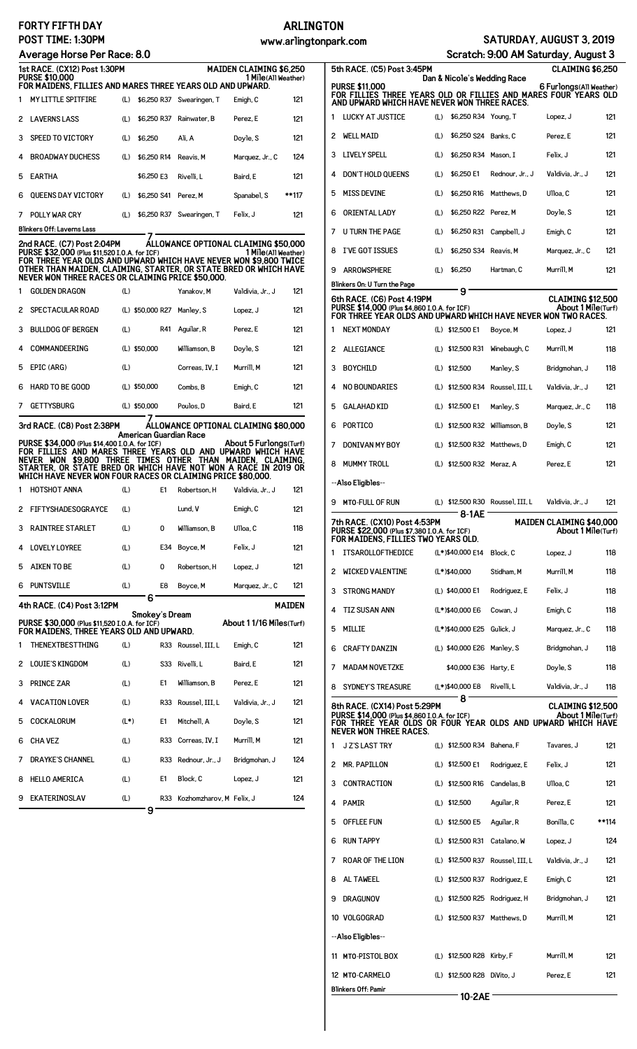# FORTY FIFTH DAY — ARLINGTON

**POST TIME: 1:30PM** — www.arlingtonpark.com — **SATURDAY, AUGUST 3, 2019**

**Average Horse Per Race: 8.0** — Scratch: 9:00 AM Saturday, August 3

## 1st RACE. (CX12) Post 1:30PM — MAIDEN CLAIMING $6,250

**PURSE $10,000** — 1 Mile(All Weather)

FOR MAIDENS, FILLIES AND MARES THREE YEARS OLD AND UPWARD.

| # | Horse | | Claim | Trainer | Jockey | Wt |
|---|---|---|---|---|---|---|
| 1 | MY LITTLE SPITFIRE | (L) | $6,250 R37 | Swearingen, T | Emigh, C | 121 |
| 2 | LAVERNS LASS | (L) | $6,250 R37 | Rainwater, B | Perez, E | 121 |
| 3 | SPEED TO VICTORY | (L) | $6,250 | Ali, A | Doyle, S | 121 |
| 4 | BROADWAY DUCHESS | (L) | $6,250 R14 | Reavis, M | Marquez, Jr., C | 124 |
| 5 | EARTHA | | $6,250 E3 | Rivelli, L | Baird, E | 121 |
| 6 | QUEENS DAY VICTORY | (L) | $6,250 S41 | Perez, M | Spanabel, S | **117 |
| 7 | POLLY WAR CRY | (L) | $6,250 R37 | Swearingen, T | Felix, J | 121 |

Blinkers Off: Laverns Lass

7

## 2nd RACE. (C7) Post 2:04PM — ALLOWANCE OPTIONAL CLAIMING $50,000

**PURSE $32,000 (Plus $11,520 I.O.A. for ICF)** — 1 Mile(All Weather)

FOR THREE YEAR OLDS AND UPWARD WHICH HAVE NEVER WON $9,800 TWICE OTHER THAN MAIDEN, CLAIMING, STARTER, OR STATE BRED OR WHICH HAVE NEVER WON THREE RACES OR CLAIMING PRICE $50,000.

| # | Horse | | Claim | Trainer | Jockey | Wt |
|---|---|---|---|---|---|---|
| 1 | GOLDEN DRAGON | (L) | | Yanakov, M | Valdivia, Jr., J | 121 |
| 2 | SPECTACULAR ROAD | (L) | $50,000 R27 | Manley, S | Lopez, J | 121 |
| 3 | BULLDOG OF BERGEN | (L) | R41 | Aguilar, R | Perez, E | 121 |
| 4 | COMMANDEERING | (L) | $50,000 | Williamson, B | Doyle, S | 121 |
| 5 | EPIC (ARG) | (L) | | Correas, IV, I | Murrill, M | 121 |
| 6 | HARD TO BE GOOD | (L) | $50,000 | Combs, B | Emigh, C | 121 |
| 7 | GETTYSBURG | (L) | $50,000 | Poulos, D | Baird, E | 121 |

7

## 3rd RACE. (C8) Post 2:38PM — ALLOWANCE OPTIONAL CLAIMING $80,000

**American Guardian Race**

**PURSE $34,000 (Plus $14,400 I.O.A. for ICF)** — About 5 Furlongs(Turf)

FOR FILLIES AND MARES THREE YEARS OLD AND UPWARD WHICH HAVE NEVER WON $9,800 THREE TIMES OTHER THAN MAIDEN, CLAIMING, STARTER, OR STATE BRED OR WHICH HAVE NOT WON A RACE IN 2019 OR WHICH HAVE NEVER WON FOUR RACES OR CLAIMING PRICE $80,000.

| # | Horse | | Claim | Trainer | Jockey | Wt |
|---|---|---|---|---|---|---|
| 1 | HOTSHOT ANNA | (L) | E1 | Robertson, H | Valdivia, Jr., J | 121 |
| 2 | FIFTYSHADESOGRAYCE | (L) | | Lund, V | Emigh, C | 121 |
| 3 | RAINTREE STARLET | (L) | 0 | Williamson, B | Ulloa, C | 118 |
| 4 | LOVELY LOYREE | (L) | E34 | Boyce, M | Felix, J | 121 |
| 5 | AIKEN TO BE | (L) | 0 | Robertson, H | Lopez, J | 121 |
| 6 | PUNTSVILLE | (L) | E8 | Boyce, M | Marquez, Jr., C | 121 |

6

## 4th RACE. (C4) Post 3:12PM — MAIDEN

**Smokey's Dream**

**PURSE $30,000 (Plus $11,520 I.O.A. for ICF)** — About 1 1/16 Miles(Turf)

FOR MAIDENS, THREE YEARS OLD AND UPWARD.

| # | Horse | | Claim | Trainer | Jockey | Wt |
|---|---|---|---|---|---|---|
| 1 | THENEXTBESTTHING | (L) | R33 | Roussel, III, L | Emigh, C | 121 |
| 2 | LOUIE'S KINGDOM | (L) | S33 | Rivelli, L | Baird, E | 121 |
| 3 | PRINCE ZAR | (L) | E1 | Williamson, B | Perez, E | 121 |
| 4 | VACATION LOVER | (L) | R33 | Roussel, III, L | Valdivia, Jr., J | 121 |
| 5 | COCKALORUM | (L*) | E1 | Mitchell, A | Doyle, S | 121 |
| 6 | CHA VEZ | (L) | R33 | Correas, IV, I | Murrill, M | 121 |
| 7 | DRAYKE'S CHANNEL | (L) | R33 | Rednour, Jr., J | Bridgmohan, J | 124 |
| 8 | HELLO AMERICA | (L) | E1 | Block, C | Lopez, J | 121 |
| 9 | EKATERINOSLAV | (L) | R33 | Kozhomzharov, M | Felix, J | 124 |

9

## 5th RACE. (C5) Post 3:45PM — CLAIMING $6,250

**Dan & Nicole's Wedding Race**

**PURSE $11,000** — 6 Furlongs(All Weather)

FOR FILLIES THREE YEARS OLD OR FILLIES AND MARES FOUR YEARS OLD AND UPWARD WHICH HAVE NEVER WON THREE RACES.

| # | Horse | | Claim | Trainer | Jockey | Wt |
|---|---|---|---|---|---|---|
| 1 | LUCKY AT JUSTICE | (L) | $6,250 R34 | Young, T | Lopez, J | 121 |
| 2 | WELL MAID | (L) | $6,250 S24 | Banks, C | Perez, E | 121 |
| 3 | LIVELY SPELL | (L) | $6,250 R34 | Mason, I | Felix, J | 121 |
| 4 | DON'T HOLD QUEENS | (L) | $6,250 E1 | Rednour, Jr., J | Valdivia, Jr., J | 121 |
| 5 | MISS DEVINE | (L) | $6,250 R16 | Matthews, D | Ulloa, C | 121 |
| 6 | ORIENTAL LADY | (L) | $6,250 R22 | Perez, M | Doyle, S | 121 |
| 7 | U TURN THE PAGE | (L) | $6,250 R31 | Campbell, J | Emigh, C | 121 |
| 8 | I'VE GOT ISSUES | (L) | $6,250 S34 | Reavis, M | Marquez, Jr., C | 121 |
| 9 | ARROWSPHERE | (L) | $6,250 | Hartman, C | Murrill, M | 121 |

Blinkers On: U Turn the Page

9

## 6th RACE. (C6) Post 4:19PM — CLAIMING $12,500

**PURSE $14,000 (Plus $4,860 I.O.A. for ICF)** — About 1 Mile(Turf)

FOR THREE YEAR OLDS AND UPWARD WHICH HAVE NEVER WON TWO RACES.

| # | Horse | | Claim | Trainer | Jockey | Wt |
|---|---|---|---|---|---|---|
| 1 | NEXT MONDAY | (L) | $12,500 E1 | Boyce, M | Lopez, J | 121 |
| 2 | ALLEGIANCE | (L) | $12,500 R31 | Winebaugh, C | Murrill, M | 118 |
| 3 | BOYCHILD | (L) | $12,500 | Manley, S | Bridgmohan, J | 118 |
| 4 | NO BOUNDARIES | (L) | $12,500 R34 | Roussel, III, L | Valdivia, Jr., J | 121 |
| 5 | GALAHAD KID | (L) | $12,500 E1 | Manley, S | Marquez, Jr., C | 118 |
| 6 | PORTICO | (L) | $12,500 R32 | Williamson, B | Doyle, S | 121 |
| 7 | DONIVAN MY BOY | (L) | $12,500 R32 | Matthews, D | Emigh, C | 121 |
| 8 | MUMMY TROLL | (L) | $12,500 R32 | Meraz, A | Perez, E | 121 |
| | --Also Eligibles-- | | | | | |
| 9 | MTO-FULL OF RUN | (L) | $12,500 R30 | Roussel, III, L | Valdivia, Jr., J | 121 |

8-1AE

## 7th RACE. (CX10) Post 4:53PM — MAIDEN CLAIMING $40,000

**PURSE $22,000 (Plus $7,380 I.O.A. for ICF)** — About 1 Mile(Turf)

FOR MAIDENS, FILLIES TWO YEARS OLD.

| # | Horse | | Claim | Trainer | Jockey | Wt |
|---|---|---|---|---|---|---|
| 1 | ITSAROLLOFTHEDICE | (L*) | $40,000 E14 | Block, C | Lopez, J | 118 |
| 2 | WICKED VALENTINE | (L*) | $40,000 | Stidham, M | Murrill, M | 118 |
| 3 | STRONG MANDY | (L) | $40,000 E1 | Rodriguez, E | Felix, J | 118 |
| 4 | TIZ SUSAN ANN | (L*) | $40,000 E6 | Cowan, J | Emigh, C | 118 |
| 5 | MILLIE | (L*) | $40,000 E25 | Gulick, J | Marquez, Jr., C | 118 |
| 6 | CRAFTY DANZIN | (L) | $40,000 E26 | Manley, S | Bridgmohan, J | 118 |
| 7 | MADAM NOVETZKE | | $40,000 E36 | Harty, E | Doyle, S | 118 |
| 8 | SYDNEY'S TREASURE | (L*) | $40,000 E8 | Rivelli, L | Valdivia, Jr., J | 118 |

8

## 8th RACE. (CX14) Post 5:29PM — CLAIMING $12,500

**PURSE $14,000 (Plus $4,860 I.O.A. for ICF)** — About 1 Mile(Turf)

FOR THREE YEAR OLDS OR FOUR YEAR OLDS AND UPWARD WHICH HAVE NEVER WON THREE RACES.

| # | Horse | | Claim | Trainer | Jockey | Wt |
|---|---|---|---|---|---|---|
| 1 | J Z'S LAST TRY | (L) | $12,500 R34 | Bahena, F | Tavares, J | 121 |
| 2 | MR. PAPILLON | (L) | $12,500 E1 | Rodriguez, E | Felix, J | 121 |
| 3 | CONTRACTION | (L) | $12,500 R16 | Candelas, B | Ulloa, C | 121 |
| 4 | PAMIR | (L) | $12,500 | Aguilar, R | Perez, E | 121 |
| 5 | OFFLEE FUN | (L) | $12,500 E5 | Aguilar, R | Bonilla, C | **114 |
| 6 | RUN TAPPY | (L) | $12,500 R31 | Catalano, W | Lopez, J | 124 |
| 7 | ROAR OF THE LION | (L) | $12,500 R37 | Roussel, III, L | Valdivia, Jr., J | 121 |
| 8 | AL TAWEEL | (L) | $12,500 R37 | Rodriguez, E | Emigh, C | 121 |
| 9 | DRAGUNOV | (L) | $12,500 R25 | Rodriguez, H | Bridgmohan, J | 121 |
| 10 | VOLGOGRAD | (L) | $12,500 R37 | Matthews, D | Murrill, M | 121 |
| | --Also Eligibles-- | | | | | |
| 11 | MTO-PISTOL BOX | (L) | $12,500 R28 | Kirby, F | Murrill, M | 121 |
| 12 | MTO-CARMELO | (L) | $12,500 R28 | DiVito, J | Perez, E | 121 |

Blinkers Off: Pamir

10-2AE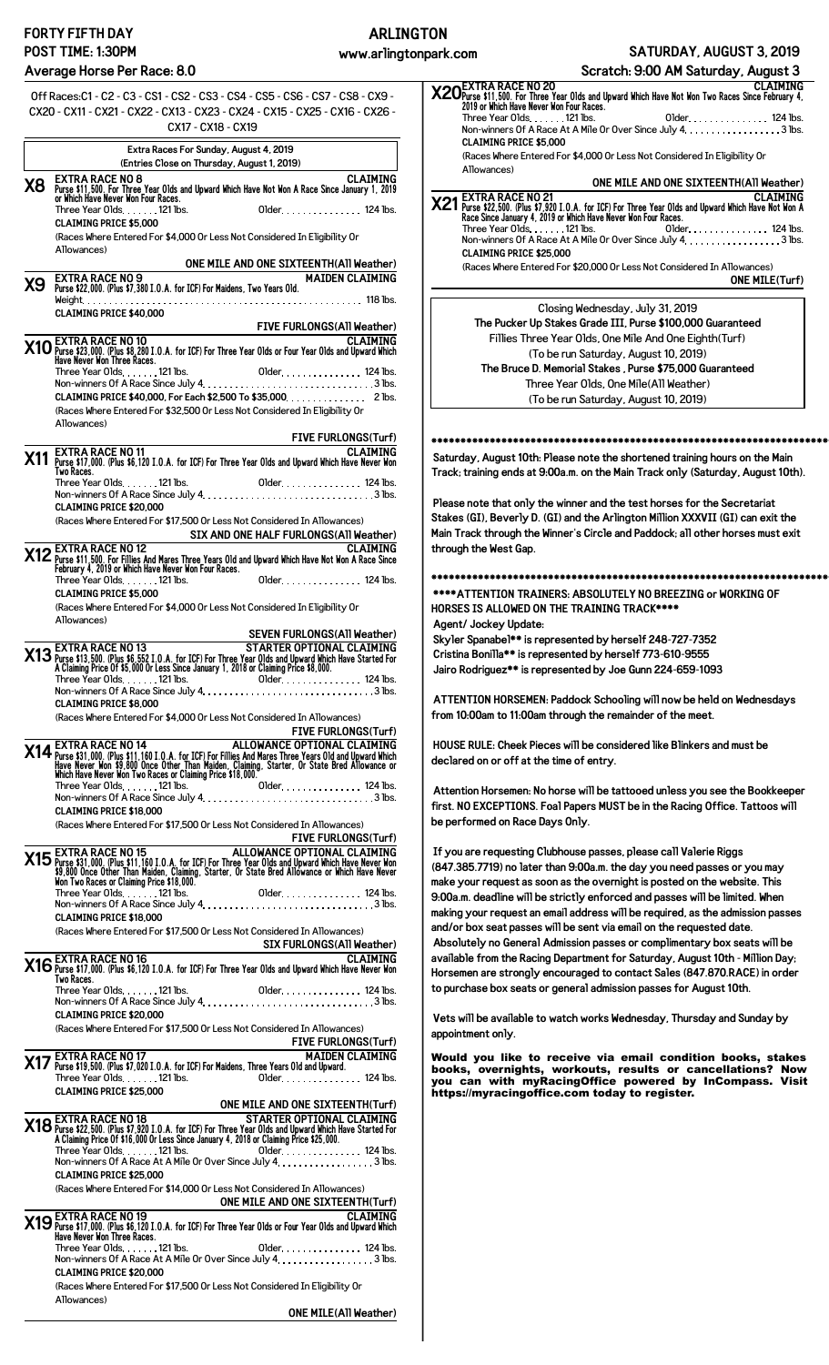FORTY FIFTH DAY
POST TIME: 1:30PM
Average Horse Per Race: 8.0

**ARLINGTON**
www.arlingtonpark.com

**SATURDAY, AUGUST 3, 2019**
Scratch: 9:00 AM Saturday, August 3

Off Races:C1 - C2 - C3 - CS1 - CS2 - CS3 - CS4 - CS5 - CS6 - CS7 - CS8 - CX9 - CX20 - CX11 - CX21 - CX22 - CX13 - CX23 - CX24 - CX15 - CX25 - CX16 - CX26 - CX17 - CX18 - CX19

**Extra Races For Sunday, August 4, 2019**
**(Entries Close on Thursday, August 1, 2019)**

## X8 EXTRA RACE NO 8 — CLAIMING

Purse $11,500. For Three Year Olds and Upward Which Have Not Won A Race Since January 1, 2019 or Which Have Never Won Four Races.

Three Year Olds. . . . . . 121 lbs. Older. . . . . . . . . . . . . . . 124 lbs.

CLAIMING PRICE $5,000

(Races Where Entered For $4,000 Or Less Not Considered In Eligibility Or Allowances)

ONE MILE AND ONE SIXTEENTH(All Weather)

## X9 EXTRA RACE NO 9 — MAIDEN CLAIMING

Purse $22,000. (Plus $7,380 I.O.A. for ICF) For Maidens, Two Years Old.

Weight. . . . . . . . . . . . . . . . . . . . . . . . . . . . . . . . . . . . . . . . 118 lbs.

CLAIMING PRICE $40,000

FIVE FURLONGS(All Weather)

## X10 EXTRA RACE NO 10 — CLAIMING

Purse $23,000. (Plus $8,280 I.O.A. for ICF) For Three Year Olds or Four Year Olds and Upward Which Have Never Won Three Races.

Three Year Olds. . . . . . 121 lbs. Older. . . . . . . . . . . . . . . 124 lbs.

Non-winners Of A Race Since July 4. . . . . . . . . . . . . . . . . . . . . . . . . . . . 3 lbs.

CLAIMING PRICE $40,000, For Each $2,500 To $35,000. . . . . . . . . . . . 2 lbs.

(Races Where Entered For $32,500 Or Less Not Considered In Eligibility Or Allowances)

FIVE FURLONGS(Turf)

## X11 EXTRA RACE NO 11 — CLAIMING

Purse $17,000. (Plus $6,120 I.O.A. for ICF) For Three Year Olds and Upward Which Have Never Won Two Races.

Three Year Olds. . . . . . 121 lbs. Older. . . . . . . . . . . . . . . 124 lbs.

Non-winners Of A Race Since July 4. . . . . . . . . . . . . . . . . . . . . . . . . . . . 3 lbs.

CLAIMING PRICE $20,000

(Races Where Entered For $17,500 Or Less Not Considered In Allowances)

SIX AND ONE HALF FURLONGS(All Weather)

## X12 EXTRA RACE NO 12 — CLAIMING

Purse $11,500. For Fillies And Mares Three Years Old and Upward Which Have Not Won A Race Since February 4, 2019 or Which Have Never Won Four Races.

Three Year Olds. . . . . . 121 lbs. Older. . . . . . . . . . . . . . . 124 lbs.

CLAIMING PRICE $5,000

(Races Where Entered For $4,000 Or Less Not Considered In Eligibility Or Allowances)

SEVEN FURLONGS(All Weather)

## X13 EXTRA RACE NO 13 — STARTER OPTIONAL CLAIMING

Purse $13,500. (Plus $6,552 I.O.A. for ICF) For Three Year Olds and Upward Which Have Started For A Claiming Price Of $5,000 Or Less Since January 1, 2018 or Claiming Price $8,000.

Three Year Olds. . . . . . 121 lbs. Older. . . . . . . . . . . . . . . 124 lbs.

Non-winners Of A Race Since July 4. . . . . . . . . . . . . . . . . . . . . . . . . . . . 3 lbs.

CLAIMING PRICE $8,000

(Races Where Entered For $4,000 Or Less Not Considered In Allowances)

FIVE FURLONGS(Turf)

## X14 EXTRA RACE NO 14 — ALLOWANCE OPTIONAL CLAIMING

Purse $31,000. (Plus $11,160 I.O.A. for ICF) For Fillies And Mares Three Years Old and Upward Which Have Never Won $9,800 Once Other Than Maiden, Claiming, Starter, Or State Bred Allowance or Which Have Never Won Two Races or Claiming Price $18,000.

Three Year Olds. . . . . . 121 lbs. Older. . . . . . . . . . . . . . . 124 lbs.

Non-winners Of A Race Since July 4. . . . . . . . . . . . . . . . . . . . . . . . . . . . 3 lbs.

CLAIMING PRICE $18,000

(Races Where Entered For $17,500 Or Less Not Considered In Allowances)

FIVE FURLONGS(Turf)

## X15 EXTRA RACE NO 15 — ALLOWANCE OPTIONAL CLAIMING

Purse $31,000. (Plus $11,160 I.O.A. for ICF) For Three Year Olds and Upward Which Have Never Won $9,800 Once Other Than Maiden, Claiming, Starter, Or State Bred Allowance or Which Have Never Won Two Races or Claiming Price $18,000.

Three Year Olds. . . . . . 121 lbs. Older. . . . . . . . . . . . . . . 124 lbs.

Non-winners Of A Race Since July 4. . . . . . . . . . . . . . . . . . . . . . . . . . . . 3 lbs.

CLAIMING PRICE $18,000

(Races Where Entered For $17,500 Or Less Not Considered In Allowances)

SIX FURLONGS(All Weather)

## X16 EXTRA RACE NO 16 — CLAIMING

Purse $17,000. (Plus $6,120 I.O.A. for ICF) For Three Year Olds and Upward Which Have Never Won Two Races.

Three Year Olds. . . . . . 121 lbs. Older. . . . . . . . . . . . . . . 124 lbs.

Non-winners Of A Race Since July 4. . . . . . . . . . . . . . . . . . . . . . . . . . . . 3 lbs.

CLAIMING PRICE $20,000

(Races Where Entered For $17,500 Or Less Not Considered In Allowances)

FIVE FURLONGS(Turf)

## X17 EXTRA RACE NO 17 — MAIDEN CLAIMING

Purse $19,500. (Plus $7,020 I.O.A. for ICF) For Maidens, Three Years Old and Upward.

Three Year Olds. . . . . . 121 lbs. Older. . . . . . . . . . . . . . . 124 lbs.

CLAIMING PRICE $25,000

ONE MILE AND ONE SIXTEENTH(Turf)

## X18 EXTRA RACE NO 18 — STARTER OPTIONAL CLAIMING

Purse $22,500. (Plus $7,920 I.O.A. for ICF) For Three Year Olds and Upward Which Have Started For A Claiming Price Of $16,000 Or Less Since January 4, 2018 or Claiming Price $25,000.

Three Year Olds. . . . . . 121 lbs. Older. . . . . . . . . . . . . . . 124 lbs.

Non-winners Of A Race At A Mile Or Over Since July 4. . . . . . . . . . . . . . . . . . 3 lbs.

CLAIMING PRICE $25,000

(Races Where Entered For $14,000 Or Less Not Considered In Allowances)

ONE MILE AND ONE SIXTEENTH(Turf)

## X19 EXTRA RACE NO 19 — CLAIMING

Purse $17,000. (Plus $6,120 I.O.A. for ICF) For Three Year Olds or Four Year Olds and Upward Which Have Never Won Three Races.

Three Year Olds. . . . . . 121 lbs. Older. . . . . . . . . . . . . . . 124 lbs.

Non-winners Of A Race At A Mile Or Over Since July 4. . . . . . . . . . . . . . . . . . 3 lbs.

CLAIMING PRICE $20,000

(Races Where Entered For $17,500 Or Less Not Considered In Eligibility Or Allowances)

ONE MILE(All Weather)

## X20 EXTRA RACE NO 20 — CLAIMING

Purse $11,500. For Three Year Olds and Upward Which Have Not Won Two Races Since February 4, 2019 or Which Have Never Won Four Races.

Three Year Olds. . . . . . 121 lbs. Older. . . . . . . . . . . . . . . 124 lbs.

Non-winners Of A Race At A Mile Or Over Since July 4. . . . . . . . . . . . . . . . . . 3 lbs.

CLAIMING PRICE $5,000

(Races Where Entered For $4,000 Or Less Not Considered In Eligibility Or Allowances)

ONE MILE AND ONE SIXTEENTH(All Weather)

## X21 EXTRA RACE NO 21 — CLAIMING

Purse $22,500. (Plus $7,920 I.O.A. for ICF) For Three Year Olds and Upward Which Have Not Won A Race Since January 4, 2019 or Which Have Never Won Four Races.

Three Year Olds. . . . . . 121 lbs. Older. . . . . . . . . . . . . . . 124 lbs.

Non-winners Of A Race At A Mile Or Over Since July 4. . . . . . . . . . . . . . . . . . 3 lbs.

CLAIMING PRICE $25,000

(Races Where Entered For $20,000 Or Less Not Considered In Allowances)

ONE MILE(Turf)

---

Closing Wednesday, July 31, 2019

**The Pucker Up Stakes Grade III, Purse $100,000 Guaranteed**
Fillies Three Year Olds, One Mile And One Eighth(Turf)
(To be run Saturday, August 10, 2019)

**The Bruce D. Memorial Stakes , Purse $75,000 Guaranteed**
Three Year Olds, One Mile(All Weather)
(To be run Saturday, August 10, 2019)

*****************************************************************

Saturday, August 10th: Please note the shortened training hours on the Main Track; training ends at 9:00a.m. on the Main Track only (Saturday, August 10th).

Please note that only the winner and the test horses for the Secretariat Stakes (GI), Beverly D. (GI) and the Arlington Million XXXVII (GI) can exit the Main Track through the Winner's Circle and Paddock; all other horses must exit through the West Gap.

*****************************************************************

****ATTENTION TRAINERS: ABSOLUTELY NO BREEZING or WORKING OF HORSES IS ALLOWED ON THE TRAINING TRACK****

Agent/ Jockey Update:

Skyler Spanabel** is represented by herself 248-727-7352
Cristina Bonilla** is represented by herself 773-610-9555
Jairo Rodriguez** is represented by Joe Gunn 224-659-1093

ATTENTION HORSEMEN: Paddock Schooling will now be held on Wednesdays from 10:00am to 11:00am through the remainder of the meet.

HOUSE RULE: Cheek Pieces will be considered like Blinkers and must be declared on or off at the time of entry.

Attention Horsemen: No horse will be tattooed unless you see the Bookkeeper first. NO EXCEPTIONS. Foal Papers MUST be in the Racing Office. Tattoos will be performed on Race Days Only.

If you are requesting Clubhouse passes, please call Valerie Riggs (847.385.7719) no later than 9:00a.m. the day you need passes or you may make your request as soon as the overnight is posted on the website. This 9:00a.m. deadline will be strictly enforced and passes will be limited. When making your request an email address will be required, as the admission passes and/or box seat passes will be sent via email on the requested date.

Absolutely no General Admission passes or complimentary box seats will be available from the Racing Department for Saturday, August 10th - Million Day; Horsemen are strongly encouraged to contact Sales (847.870.RACE) in order to purchase box seats or general admission passes for August 10th.

Vets will be available to watch works Wednesday, Thursday and Sunday by appointment only.

**Would you like to receive via email condition books, stakes books, overnights, workouts, results or cancellations? Now you can with myRacingOffice powered by InCompass. Visit https://myracingoffice.com today to register.**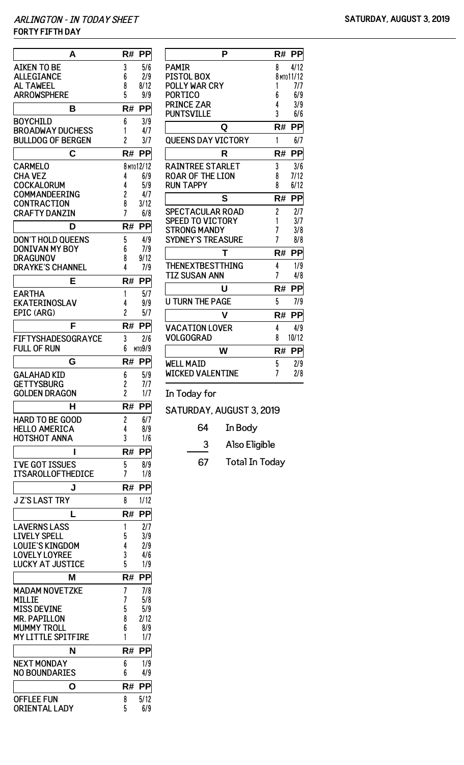*ARLINGTON - IN TODAY SHEET*

**FORTY FIFTH DAY**

**SATURDAY, AUGUST 3, 2019**

| A | R# | PP |
|---|---|---|
| AIKEN TO BE | 3 | 5/6 |
| ALLEGIANCE | 6 | 2/9 |
| AL TAWEEL | 8 | 8/12 |
| ARROWSPHERE | 5 | 9/9 |
| **B** | **R#** | **PP** |
| BOYCHILD | 6 | 3/9 |
| BROADWAY DUCHESS | 1 | 4/7 |
| BULLDOG OF BERGEN | 2 | 3/7 |
| **C** | **R#** | **PP** |
| CARMELO | 8 MTO | 12/12 |
| CHA VEZ | 4 | 6/9 |
| COCKALORUM | 4 | 5/9 |
| COMMANDEERING | 2 | 4/7 |
| CONTRACTION | 8 | 3/12 |
| CRAFTY DANZIN | 7 | 6/8 |
| **D** | **R#** | **PP** |
| DON'T HOLD QUEENS | 5 | 4/9 |
| DONIVAN MY BOY | 6 | 7/9 |
| DRAGUNOV | 8 | 9/12 |
| DRAYKE'S CHANNEL | 4 | 7/9 |
| **E** | **R#** | **PP** |
| EARTHA | 1 | 5/7 |
| EKATERINOSLAV | 4 | 9/9 |
| EPIC (ARG) | 2 | 5/7 |
| **F** | **R#** | **PP** |
| FIFTYSHADESOGRAYCE | 3 | 2/6 |
| FULL OF RUN | 6 | MTO 9/9 |
| **G** | **R#** | **PP** |
| GALAHAD KID | 6 | 5/9 |
| GETTYSBURG | 2 | 7/7 |
| GOLDEN DRAGON | 2 | 1/7 |
| **H** | **R#** | **PP** |
| HARD TO BE GOOD | 2 | 6/7 |
| HELLO AMERICA | 4 | 8/9 |
| HOTSHOT ANNA | 3 | 1/6 |
| **I** | **R#** | **PP** |
| I'VE GOT ISSUES | 5 | 8/9 |
| ITSAROLLOFTHEDICE | 7 | 1/8 |
| **J** | **R#** | **PP** |
| J Z'S LAST TRY | 8 | 1/12 |
| **L** | **R#** | **PP** |
| LAVERNS LASS | 1 | 2/7 |
| LIVELY SPELL | 5 | 3/9 |
| LOUIE'S KINGDOM | 4 | 2/9 |
| LOVELY LOYREE | 3 | 4/6 |
| LUCKY AT JUSTICE | 5 | 1/9 |
| **M** | **R#** | **PP** |
| MADAM NOVETZKE | 7 | 7/8 |
| MILLIE | 7 | 5/8 |
| MISS DEVINE | 5 | 5/9 |
| MR. PAPILLON | 8 | 2/12 |
| MUMMY TROLL | 6 | 8/9 |
| MY LITTLE SPITFIRE | 1 | 1/7 |
| **N** | **R#** | **PP** |
| NEXT MONDAY | 6 | 1/9 |
| NO BOUNDARIES | 6 | 4/9 |
| **O** | **R#** | **PP** |
| OFFLEE FUN | 8 | 5/12 |
| ORIENTAL LADY | 5 | 6/9 |

| P | R# | PP |
|---|---|---|
| PAMIR | 8 | 4/12 |
| PISTOL BOX | 8 MTO | 11/12 |
| POLLY WAR CRY | 1 | 7/7 |
| PORTICO | 6 | 6/9 |
| PRINCE ZAR | 4 | 3/9 |
| PUNTSVILLE | 3 | 6/6 |
| **Q** | **R#** | **PP** |
| QUEENS DAY VICTORY | 1 | 6/7 |
| **R** | **R#** | **PP** |
| RAINTREE STARLET | 3 | 3/6 |
| ROAR OF THE LION | 8 | 7/12 |
| RUN TAPPY | 8 | 6/12 |
| **S** | **R#** | **PP** |
| SPECTACULAR ROAD | 2 | 2/7 |
| SPEED TO VICTORY | 1 | 3/7 |
| STRONG MANDY | 7 | 3/8 |
| SYDNEY'S TREASURE | 7 | 8/8 |
| **T** | **R#** | **PP** |
| THENEXTBESTTHING | 4 | 1/9 |
| TIZ SUSAN ANN | 7 | 4/8 |
| **U** | **R#** | **PP** |
| U TURN THE PAGE | 5 | 7/9 |
| **V** | **R#** | **PP** |
| VACATION LOVER | 4 | 4/9 |
| VOLGOGRAD | 8 | 10/12 |
| **W** | **R#** | **PP** |
| WELL MAID | 5 | 2/9 |
| WICKED VALENTINE | 7 | 2/8 |

In Today for

SATURDAY, AUGUST 3, 2019

| | |
|---|---|
| 64 | In Body |
| 3 | Also Eligible |
| 67 | Total In Today |